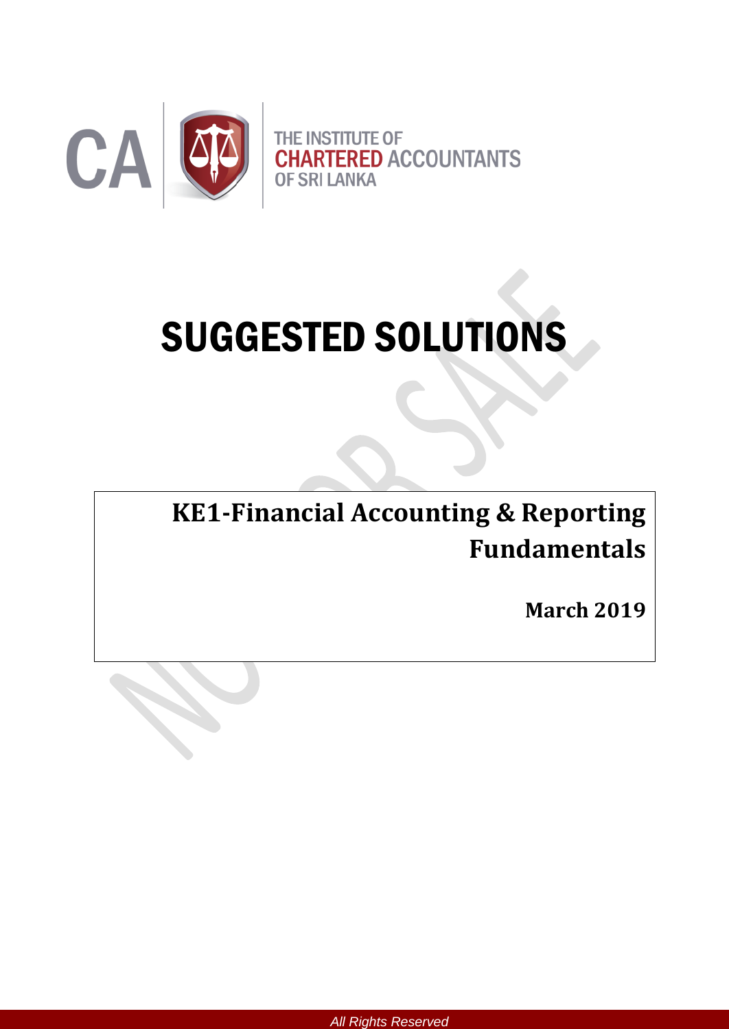THE INSTITUTE OF
CHARTERED ACCOUNTANTS
OF SRI LANKA

# SUGGESTED SOLUTIONS

## KE1-Financial Accounting & Reporting Fundamentals

**March 2019**

All Rights Reserved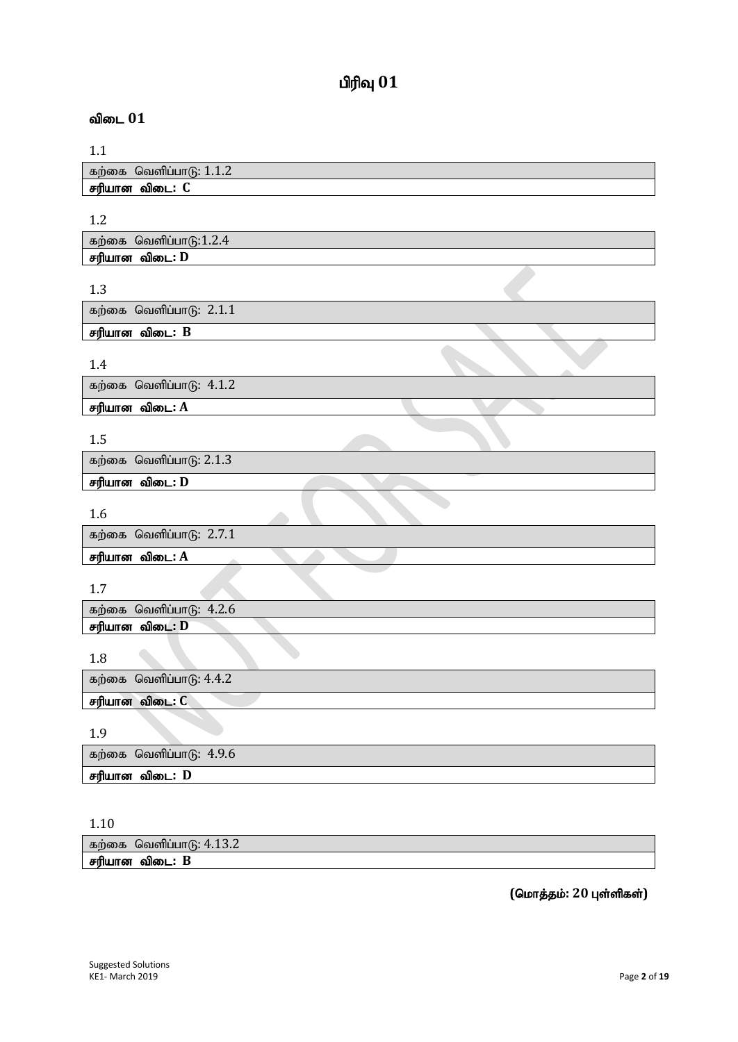# பிரிவு 01

## விடை 01

1.1

| கற்கை வெளிப்பாடு: 1.1.2 |
|---|
| **சரியான விடை: C** |

1.2

| கற்கை வெளிப்பாடு:1.2.4 |
|---|
| **சரியான விடை: D** |

1.3

| கற்கை வெளிப்பாடு: 2.1.1 |
|---|
| **சரியான விடை: B** |

1.4

| கற்கை வெளிப்பாடு: 4.1.2 |
|---|
| **சரியான விடை: A** |

1.5

| கற்கை வெளிப்பாடு: 2.1.3 |
|---|
| **சரியான விடை: D** |

1.6

| கற்கை வெளிப்பாடு: 2.7.1 |
|---|
| **சரியான விடை: A** |

1.7

| கற்கை வெளிப்பாடு: 4.2.6 |
|---|
| **சரியான விடை: D** |

1.8

| கற்கை வெளிப்பாடு: 4.4.2 |
|---|
| **சரியான விடை: C** |

1.9

| கற்கை வெளிப்பாடு: 4.9.6 |
|---|
| **சரியான விடை: D** |

1.10

| கற்கை வெளிப்பாடு: 4.13.2 |
|---|
| **சரியான விடை: B** |

**(மொத்தம்: 20 புள்ளிகள்)**

Suggested Solutions
KE1- March 2019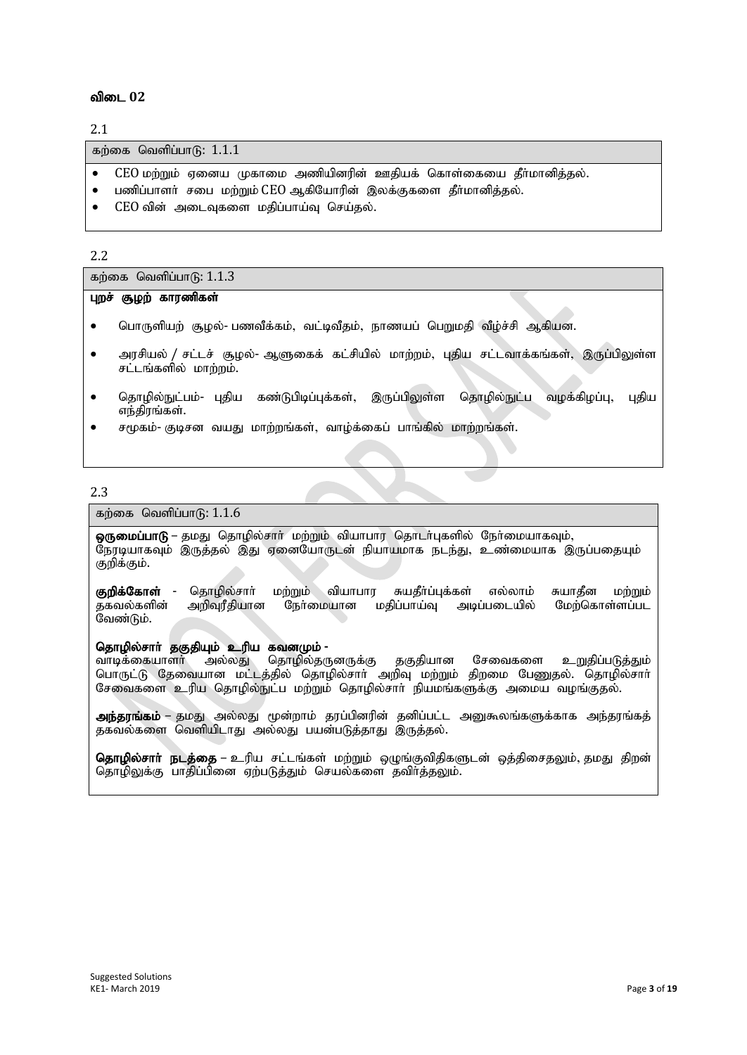## விடை 02

2.1

கற்கை வெளிப்பாடு: 1.1.1

- CEO மற்றும் ஏனைய முகாமை அணியினரின் ஊதியக் கொள்கையை தீர்மானித்தல்.
- பணிப்பாளர் சபை மற்றும் CEO ஆகியோரின் இலக்குகளை தீர்மானித்தல்.
- CEO வின் அடைவுகளை மதிப்பாய்வு செய்தல்.

2.2

கற்கை வெளிப்பாடு: 1.1.3

**புறச் சூழற் காரணிகள்**

- பொருளியற் சூழல்- பணவீக்கம், வட்டிவீதம், நாணயப் பெறுமதி வீழ்ச்சி ஆகியன.
- அரசியல் / சட்டச் சூழல்- ஆளுகைக் கட்சியில் மாற்றம், புதிய சட்டவாக்கங்கள், இருப்பிலுள்ள சட்டங்களில் மாற்றம்.
- தொழில்நுட்பம்- புதிய கண்டுபிடிப்புக்கள், இருப்பிலுள்ள தொழில்நுட்ப வழக்கிழப்பு, புதிய எந்திரங்கள்.
- சமூகம்- குடிசன வயது மாற்றங்கள், வாழ்க்கைப் பாங்கில் மாற்றங்கள்.

2.3

கற்கை வெளிப்பாடு: 1.1.6

**ஒருமைப்பாடு** – தமது தொழில்சார் மற்றும் வியாபார தொடர்புகளில் நேர்மையாகவும், நேரடியாகவும் இருத்தல் இது ஏனையோருடன் நியாயமாக நடந்து, உண்மையாக இருப்பதையும் குறிக்கும்.

**குறிக்கோள்** - தொழில்சார் மற்றும் வியாபார சுயதீர்ப்புக்கள் எல்லாம் சுயாதீன மற்றும் தகவல்களின் அறிவுரீதியான நேர்மையான மதிப்பாய்வு அடிப்படையில் மேற்கொள்ளப்பட வேண்டும்.

**தொழில்சார் தகுதியும் உரிய கவனமும்** -
வாடிக்கையாளர் அல்லது தொழில்தருனருக்கு தகுதியான சேவைகளை உறுதிப்படுத்தும் பொருட்டு தேவையான மட்டத்தில் தொழில்சார் அறிவு மற்றும் திறமை பேணுதல். தொழில்சார் சேவைகளை உரிய தொழில்நுட்ப மற்றும் தொழில்சார் நியமங்களுக்கு அமைய வழங்குதல்.

**அந்தரங்கம்** – தமது அல்லது மூன்றாம் தரப்பினரின் தனிப்பட்ட அனுகூலங்களுக்காக அந்தரங்கத் தகவல்களை வெளியிடாது அல்லது பயன்படுத்தாது இருத்தல்.

**தொழில்சார் நடத்தை** – உரிய சட்டங்கள் மற்றும் ஒழுங்குவிதிகளுடன் ஒத்திசைதலும், தமது திறன் தொழிலுக்கு பாதிப்பினை ஏற்படுத்தும் செயல்களை தவிர்த்தலும்.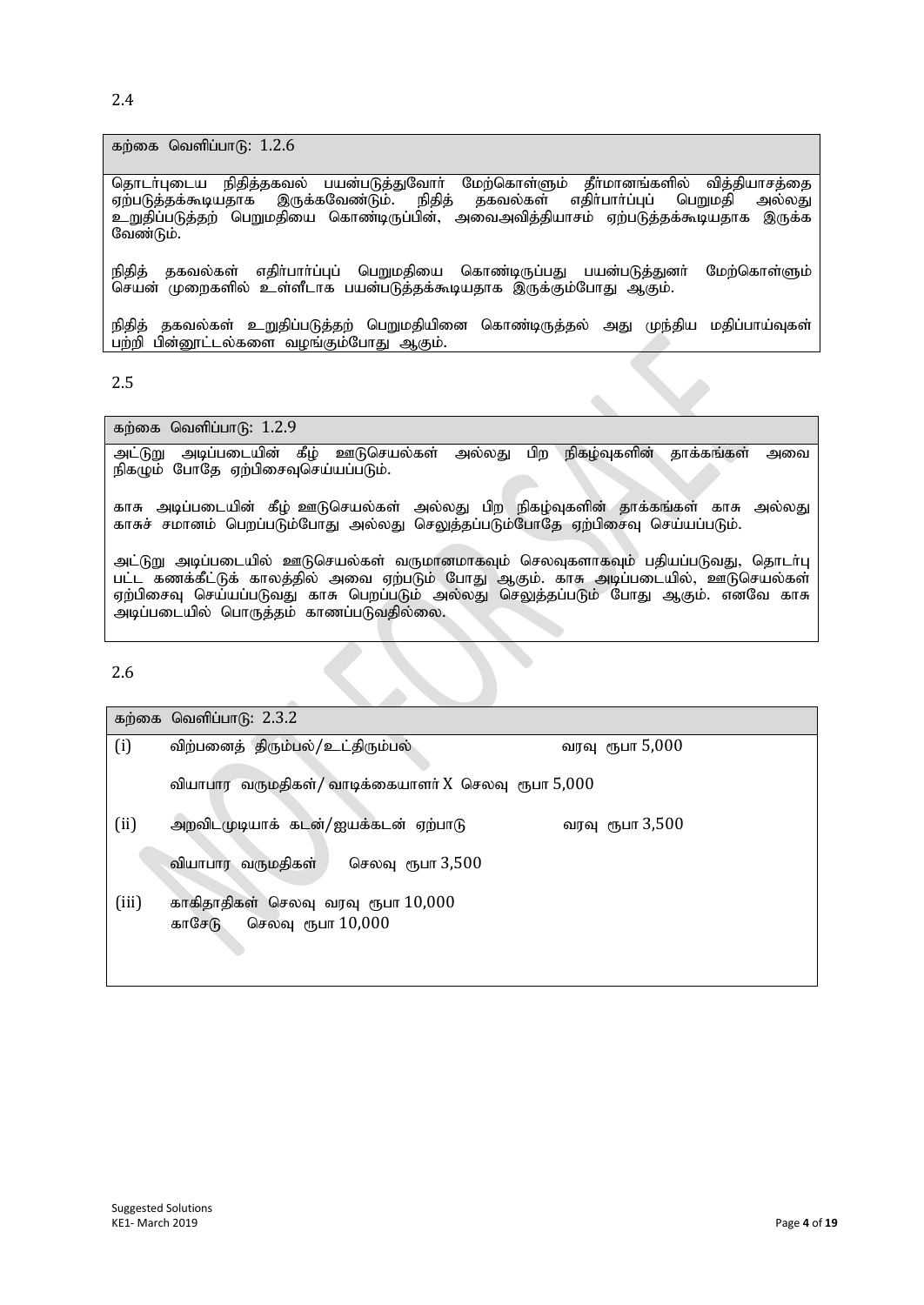2.4

| கற்கை வெளிப்பாடு: 1.2.6 |
|---|
| தொடர்புடைய நிதித்தகவல் பயன்படுத்துவோர் மேற்கொள்ளும் தீர்மானங்களில் வித்தியாசத்தை ஏற்படுத்தக்கூடியதாக இருக்கவேண்டும். நிதித் தகவல்கள் எதிர்பார்ப்புப் பெறுமதி அல்லது உறுதிப்படுத்தற் பெறுமதியை கொண்டிருப்பின், அவைஅவித்தியாசம் ஏற்படுத்தக்கூடியதாக இருக்க வேண்டும்.<br><br>நிதித் தகவல்கள் எதிர்பார்ப்புப் பெறுமதியை கொண்டிருப்பது பயன்படுத்துனர் மேற்கொள்ளும் செயன் முறைகளில் உள்ளீடாக பயன்படுத்தக்கூடியதாக இருக்கும்போது ஆகும்.<br><br>நிதித் தகவல்கள் உறுதிப்படுத்தற் பெறுமதியினை கொண்டிருத்தல் அது முந்திய மதிப்பாய்வுகள் பற்றி பின்னூட்டல்களை வழங்கும்போது ஆகும். |

2.5

| கற்கை வெளிப்பாடு: 1.2.9 |
|---|
| அட்டுறு அடிப்படையின் கீழ் ஊடுசெயல்கள் அல்லது பிற நிகழ்வுகளின் தாக்கங்கள் அவை நிகழும் போதே ஏற்பிசைவுசெய்யப்படும்.<br><br>காசு அடிப்படையின் கீழ் ஊடுசெயல்கள் அல்லது பிற நிகழ்வுகளின் தாக்கங்கள் காசு அல்லது காசுச் சமானம் பெறப்படும்போது அல்லது செலுத்தப்படும்போதே ஏற்பிசைவு செய்யப்படும்.<br><br>அட்டுறு அடிப்படையில் ஊடுசெயல்கள் வருமானமாகவும் செலவுகளாகவும் பதியப்படுவது, தொடர்பு பட்ட கணக்கீட்டுக் காலத்தில் அவை ஏற்படும் போது ஆகும். காசு அடிப்படையில், ஊடுசெயல்கள் ஏற்பிசைவு செய்யப்படுவது காசு பெறப்படும் அல்லது செலுத்தப்படும் போது ஆகும். எனவே காசு அடிப்படையில் பொருத்தம் காணப்படுவதில்லை. |

2.6

| கற்கை வெளிப்பாடு: 2.3.2 | | |
|---|---|---|
| (i) | விற்பனைத் திரும்பல்/உட்திரும்பல் | வரவு ரூபா 5,000 |
| | வியாபார வருமதிகள்/ வாடிக்கையாளர் X செலவு ரூபா 5,000 | |
| (ii) | அறவிடமுடியாக் கடன்/ஐயக்கடன் ஏற்பாடு | வரவு ரூபா 3,500 |
| | வியாபார வருமதிகள் செலவு ரூபா 3,500 | |
| (iii) | காகிதாதிகள் செலவு வரவு ரூபா 10,000<br>காசேடு செலவு ரூபா 10,000 | |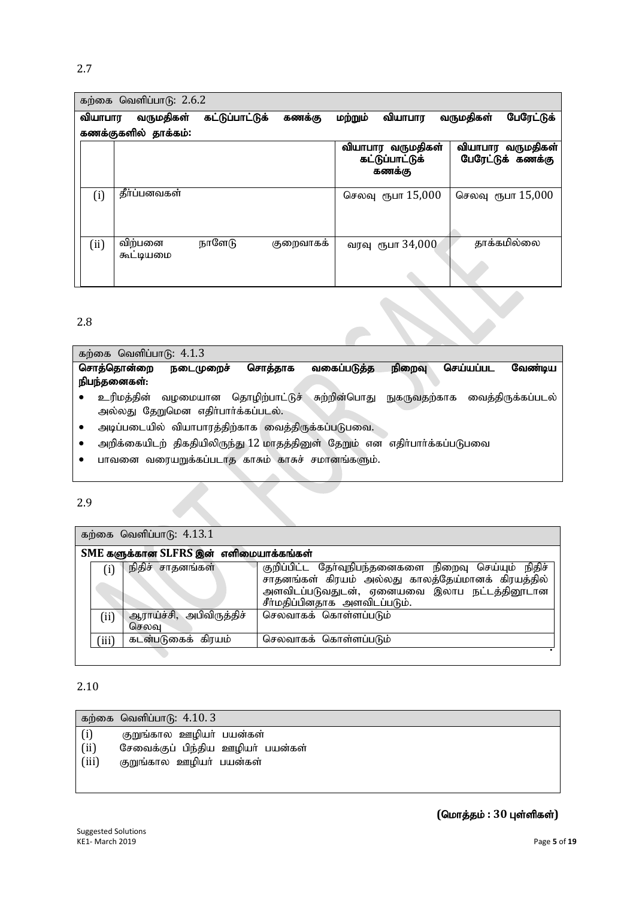2.7

| கற்கை வெளிப்பாடு: 2.6.2 | | | |
|---|---|---|---|
| **வியாபார வருமதிகள் கட்டுப்பாட்டுக் கணக்கு மற்றும் வியாபார வருமதிகள் பேரேட்டுக் கணக்குகளில் தாக்கம்:** | | | |
| | | **வியாபார வருமதிகள் கட்டுப்பாட்டுக் கணக்கு** | **வியாபார வருமதிகள் பேரேட்டுக் கணக்கு** |
| (i) | தீர்ப்பனவுகள் | செலவு ரூபா 15,000 | செலவு ரூபா 15,000 |
| (ii) | விற்பனை நாளேடு குறைவாகக் கூட்டியமை | வரவு ரூபா 34,000 | தாக்கமில்லை |

2.8

கற்கை வெளிப்பாடு: 4.1.3

**சொத்தொன்றை நடைமுறைச் சொத்தாக வகைப்படுத்த நிறைவு செய்யப்பட வேண்டிய நிபந்தனைகள்:**

- உரிமத்தின் வழமையான தொழிற்பாட்டுச் சுற்றின்பொது நுகருவதற்காக வைத்திருக்கப்படல் அல்லது தேறுமென எதிர்பார்க்கப்படல்.
- அடிப்படையில் வியாபாரத்திற்காக வைத்திருக்கப்படுபவை.
- அறிக்கையிடற் திகதியிலிருந்து 12 மாதத்தினுள் தேறும் என எதிர்பார்க்கப்படுபவை
- பாவனை வரையறுக்கப்படாத காசும் காசுச் சமானங்களும்.

2.9

| கற்கை வெளிப்பாடு: 4.13.1 | | |
|---|---|---|
| **SME களுக்கான SLFRS இன் எளிமையாக்கங்கள்** | | |
| (i) | நிதிச் சாதனங்கள் | குறிப்பிட்ட தேர்வுநிபந்தனைகளை நிறைவு செய்யும் நிதிச் சாதனங்கள் கிரயம் அல்லது காலத்தேய்மானக் கிரயத்தில் அளவிடப்படுவதுடன், ஏனையவை இலாப நட்டத்தினூடான சீர்மதிப்பினதாக அளவிடப்படும். |
| (ii) | ஆராய்ச்சி, அபிவிருத்திச் செலவு | செலவாகக் கொள்ளப்படும் |
| (iii) | கடன்படுகைக் கிரயம் | செலவாகக் கொள்ளப்படும் |

2.10

கற்கை வெளிப்பாடு: 4.10. 3

(i) குறுங்கால ஊழியர் பயன்கள்
(ii) சேவைக்குப் பிந்திய ஊழியர் பயன்கள்
(iii) குறுங்கால ஊழியர் பயன்கள்

**(மொத்தம் : 30 புள்ளிகள்)**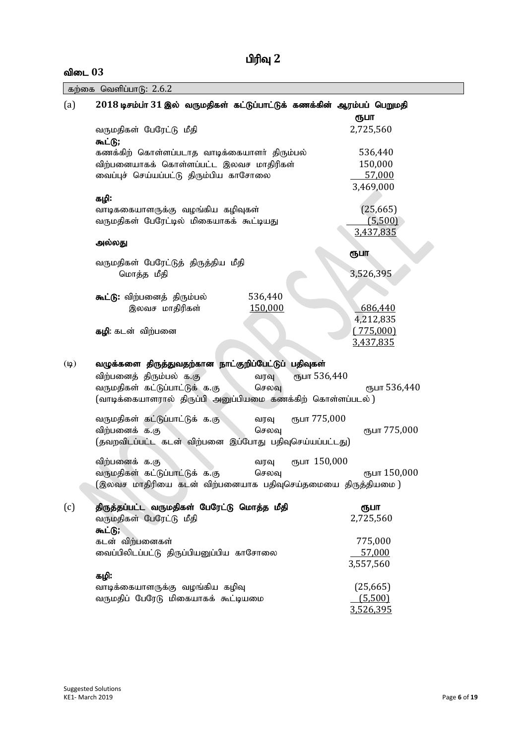# பிரிவு 2

## விடை 03

| கற்கை வெளிப்பாடு: 2.6.2 |
|---|

**(a) 2018 டிசம்பர் 31 இல் வருமதிகள் கட்டுப்பாட்டுக் கணக்கின் ஆரம்பப் பெறுமதி**

| | ரூபா |
|---|---|
| வருமதிகள் பேரேட்டு மீதி | 2,725,560 |
| **கூட்டு;** | |
| கணக்கிற் கொள்ளப்படாத வாடிக்கையாளர் திரும்பல் | 536,440 |
| விற்பனையாகக் கொள்ளப்பட்ட இலவச மாதிரிகள் | 150,000 |
| வைப்புச் செய்யப்பட்டு திரும்பிய காசோலை | 57,000 |
| | 3,469,000 |
| **கழி:** | |
| வாடிககையாளருக்கு வழங்கிய கழிவுகள் | (25,665) |
| வருமதிகள் பேரேட்டில் மிகையாகக் கூட்டியது | (5,500) |
| | 3,437,835 |

**அல்லது**

| | | ரூபா |
|---|---|---|
| வருமதிகள் பேரேட்டுத் திருத்திய மீதி மொத்த மீதி | | 3,526,395 |
| **கூட்டு:** விற்பனைத் திரும்பல் | 536,440 | |
| இலவச மாதிரிகள் | 150,000 | 686,440 |
| | | 4,212,835 |
| **கழி:** கடன் விற்பனை | | (775,000) |
| | | 3,437,835 |

**(டி) வழுக்களை திருத்துவதற்கான நாட்குறிப்பேட்டுப் பதிவுகள்**

| | | |
|---|---|---|
| விற்பனைத் திரும்பல் க.கு | வரவு ரூபா 536,440 | |
| வருமதிகள் கட்டுப்பாட்டுக் க.கு | செலவு | ரூபா 536,440 |

(வாடிக்கையாளரால் திருப்பி அனுப்பியமை கணக்கிற் கொள்ளப்படல்)

| | | |
|---|---|---|
| வருமதிகள் கட்டுப்பாட்டுக் க.கு | வரவு ரூபா 775,000 | |
| விற்பனைக் க.கு | செலவு | ரூபா 775,000 |

(தவறவிடப்பட்ட கடன் விற்பனை இப்போது பதிவுசெய்யப்பட்டது)

| | | |
|---|---|---|
| விற்பனைக் க.கு | வரவு ரூபா 150,000 | |
| வருமதிகள் கட்டுப்பாட்டுக் க.கு | செலவு | ரூபா 150,000 |

(இலவச மாதிரியை கடன் விற்பனையாக பதிவுசெய்தமையை திருத்தியமை)

**(c) திருத்தப்பட்ட வருமதிகள் பேரேட்டு மொத்த மீதி**

| | ரூபா |
|---|---|
| வருமதிகள் பேரேட்டு மீதி | 2,725,560 |
| **கூட்டு;** | |
| கடன் விற்பனைகள் | 775,000 |
| வைப்பிலிடப்பட்டு திருப்பியனுப்பிய காசோலை | 57,000 |
| | 3,557,560 |
| **கழி:** | |
| வாடிக்கையாளருக்கு வழங்கிய கழிவு | (25,665) |
| வருமதிப் பேரேடு மிகையாகக் கூட்டியமை | (5,500) |
| | 3,526,395 |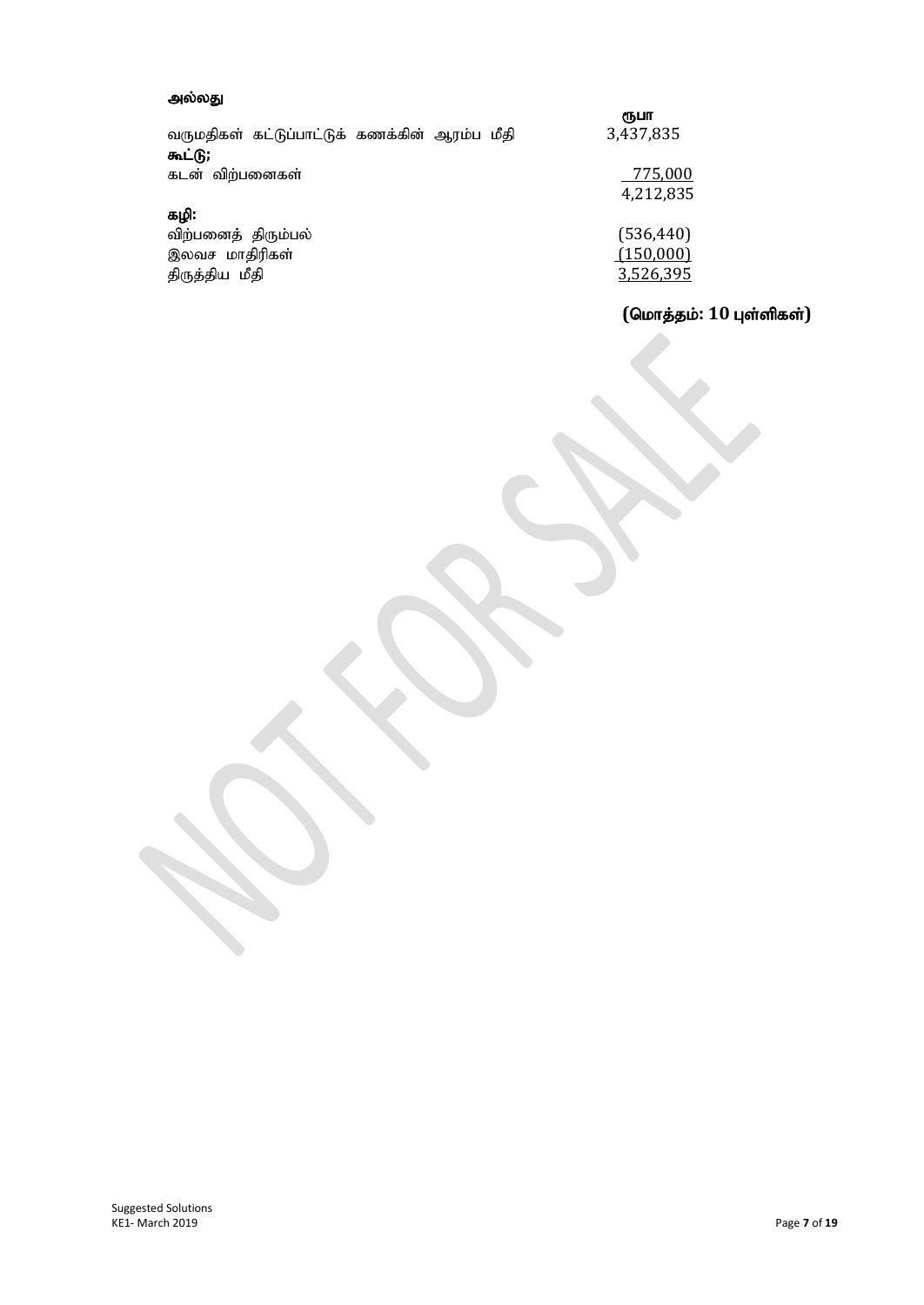**அல்லது**

| | ரூபா |
|---|---|
| வருமதிகள் கட்டுப்பாட்டுக் கணக்கின் ஆரம்ப மீதி | 3,437,835 |
| **கூட்டு;** | |
| கடன் விற்பனைகள் | 775,000 |
| | 4,212,835 |
| **கழி:** | |
| விற்பனைத் திரும்பல் | (536,440) |
| இலவச மாதிரிகள் | (150,000) |
| திருத்திய மீதி | 3,526,395 |

**(மொத்தம்: 10 புள்ளிகள்)**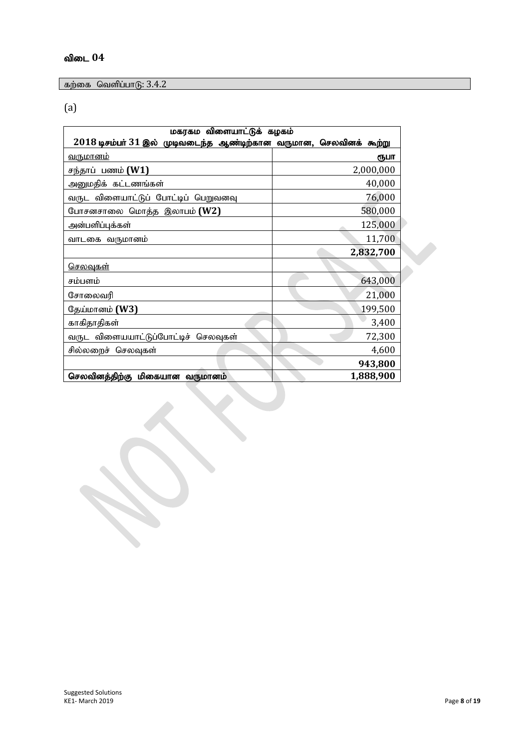## விடை 04

கற்கை வெளிப்பாடு: 3.4.2

(a)

| மகரகம விளையாட்டுக் கழகம் 2018 டிசம்பர் 31 இல் முடிவடைந்த ஆண்டிற்கான வருமான, செலவினக் கூற்று | |
|---|---|
| வருமானம் | ரூபா |
| சந்தாப் பணம் **(W1)** | 2,000,000 |
| அனுமதிக் கட்டணங்கள் | 40,000 |
| வருட விளையாட்டுப் போட்டிப் பெறுவனவு | 76,000 |
| போசனசாலை மொத்த இலாபம் **(W2)** | 580,000 |
| அன்பளிப்புக்கள் | 125,000 |
| வாடகை வருமானம் | 11,700 |
| | **2,832,700** |
| செலவுகள் | |
| சம்பளம் | 643,000 |
| சோலைவரி | 21,000 |
| தேய்மானம் **(W3)** | 199,500 |
| காகிதாதிகள் | 3,400 |
| வருட விளையயாட்டுப்போட்டிச் செலவுகள் | 72,300 |
| சில்லறைச் செலவுகள் | 4,600 |
| | **943,800** |
| **செலவினத்திற்கு மிகையான வருமானம்** | **1,888,900** |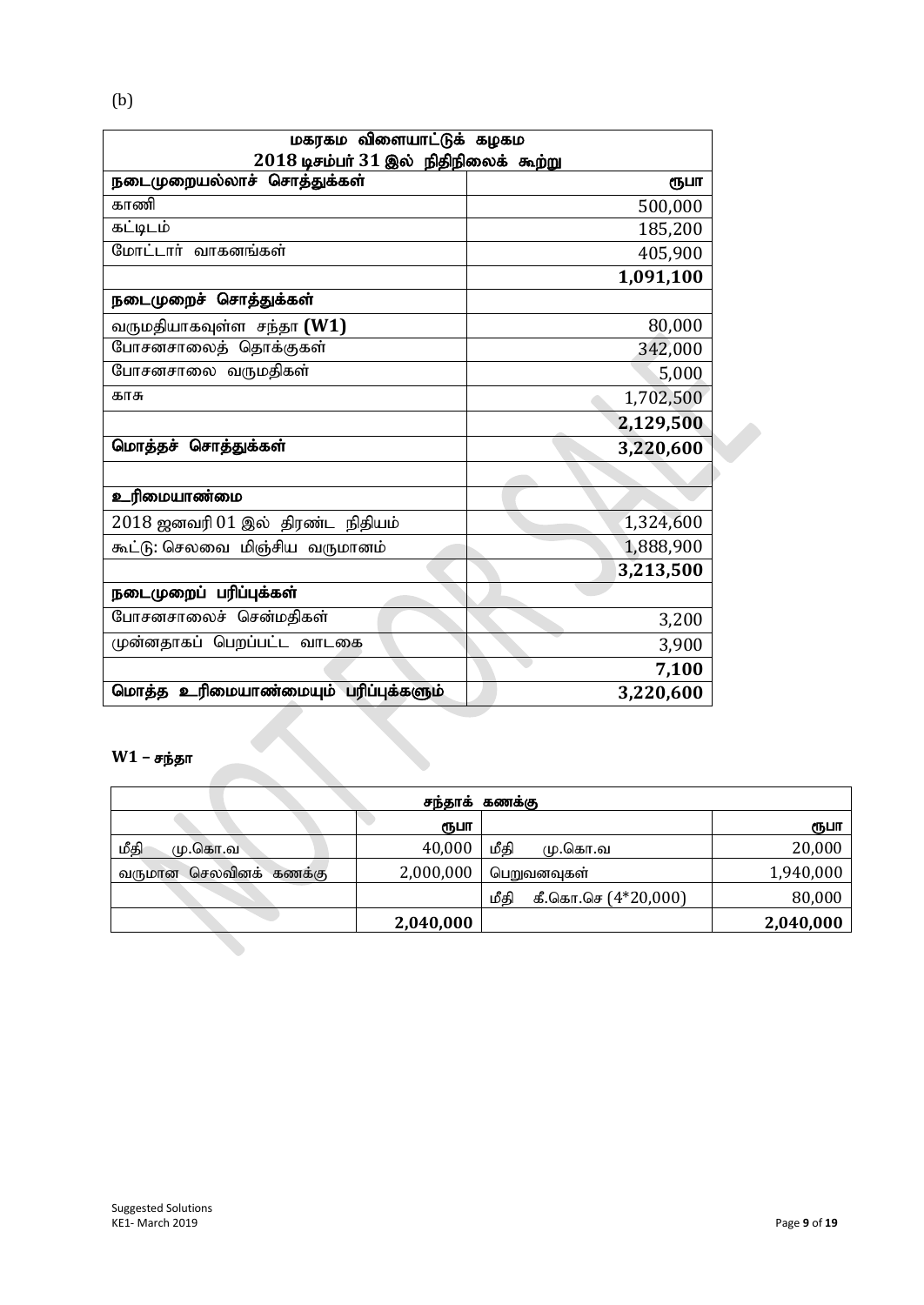(b)

| மகரகம விளையாட்டுக் கழகம் 2018 டிசம்பர் 31 இல் நிதிநிலைக் கூற்று | |
|---|---|
| **நடைமுறையல்லாச் சொத்துக்கள்** | **ரூபா** |
| காணி | 500,000 |
| கட்டிடம் | 185,200 |
| மோட்டார் வாகனங்கள் | 405,900 |
| | **1,091,100** |
| **நடைமுறைச் சொத்துக்கள்** | |
| வருமதியாகவுள்ள சந்தா **(W1)** | 80,000 |
| போசனசாலைத் தொக்குகள் | 342,000 |
| போசனசாலை வருமதிகள் | 5,000 |
| காசு | 1,702,500 |
| | **2,129,500** |
| **மொத்தச் சொத்துக்கள்** | **3,220,600** |
| | |
| **உரிமையாண்மை** | |
| 2018 ஜனவரி 01 இல் திரண்ட நிதியம் | 1,324,600 |
| கூட்டு: செலவை மிஞ்சிய வருமானம் | 1,888,900 |
| | **3,213,500** |
| **நடைமுறைப் பரிப்புக்கள்** | |
| போசனசாலைச் சென்மதிகள் | 3,200 |
| முன்னதாகப் பெறப்பட்ட வாடகை | 3,900 |
| | **7,100** |
| **மொத்த உரிமையாண்மையும் பரிப்புக்களும்** | **3,220,600** |

**W1 – சந்தா**

| சந்தாக் கணக்கு | | | |
|---|---|---|---|
| | **ரூபா** | | **ரூபா** |
| மீதி மு.கொ.வ | 40,000 | மீதி மு.கொ.வ | 20,000 |
| வருமான செலவினக் கணக்கு | 2,000,000 | பெறுவனவுகள் | 1,940,000 |
| | | மீதி கீ.கொ.செ (4*20,000) | 80,000 |
| | **2,040,000** | | **2,040,000** |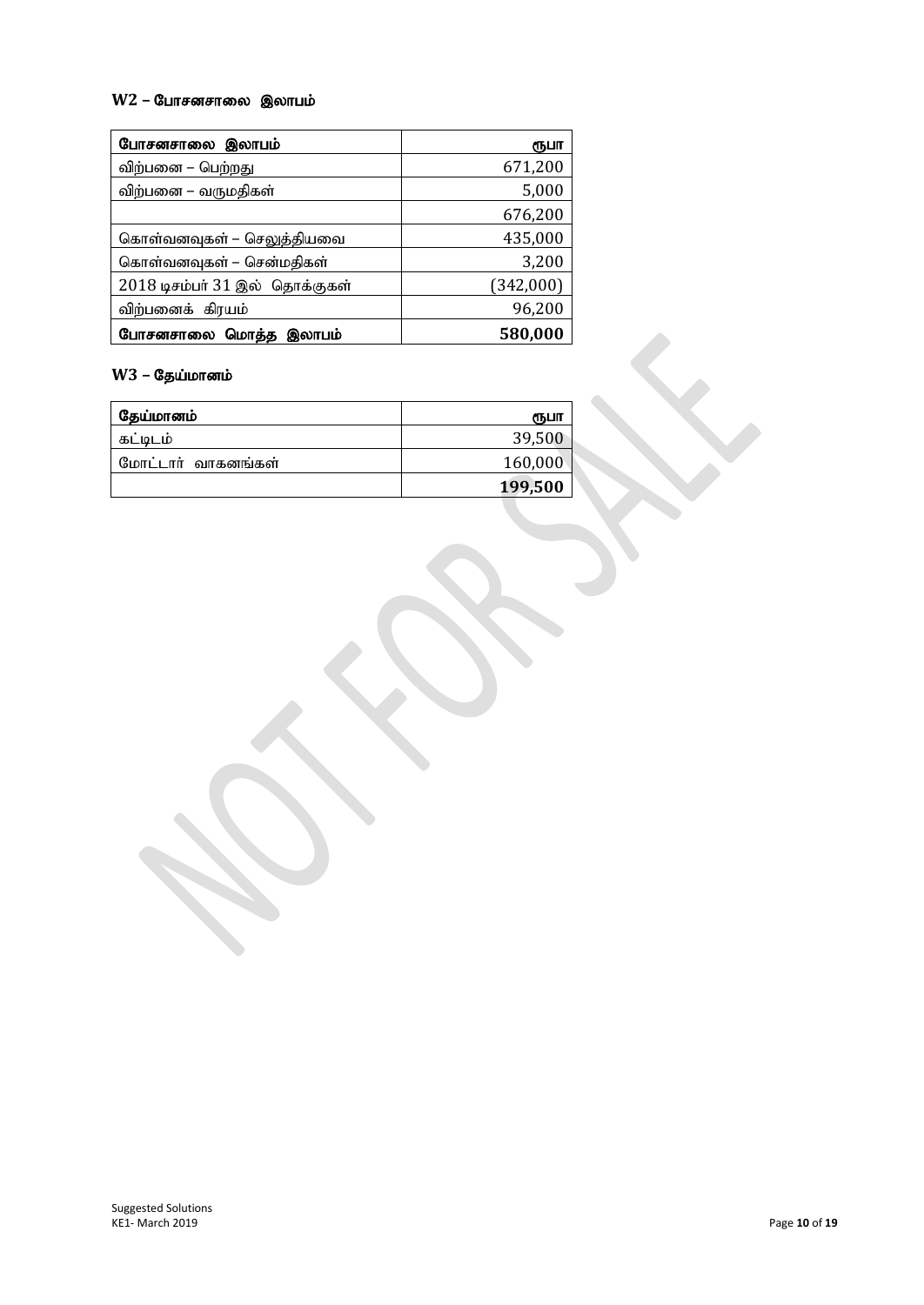## W2 – போசனசாலை இலாபம்

| **போசனசாலை இலாபம்** | **ரூபா** |
|---|---|
| விற்பனை – பெற்றது | 671,200 |
| விற்பனை – வருமதிகள் | 5,000 |
| | 676,200 |
| கொள்வனவுகள் – செலுத்தியவை | 435,000 |
| கொள்வனவுகள் – சென்மதிகள் | 3,200 |
| 2018 டிசம்பர் 31 இல் தொக்குகள் | (342,000) |
| விற்பனைக் கிரயம் | 96,200 |
| **போசனசாலை மொத்த இலாபம்** | **580,000** |

## W3 – தேய்மானம்

| **தேய்மானம்** | **ரூபா** |
|---|---|
| கட்டிடம் | 39,500 |
| மோட்டார் வாகனங்கள் | 160,000 |
| | **199,500** |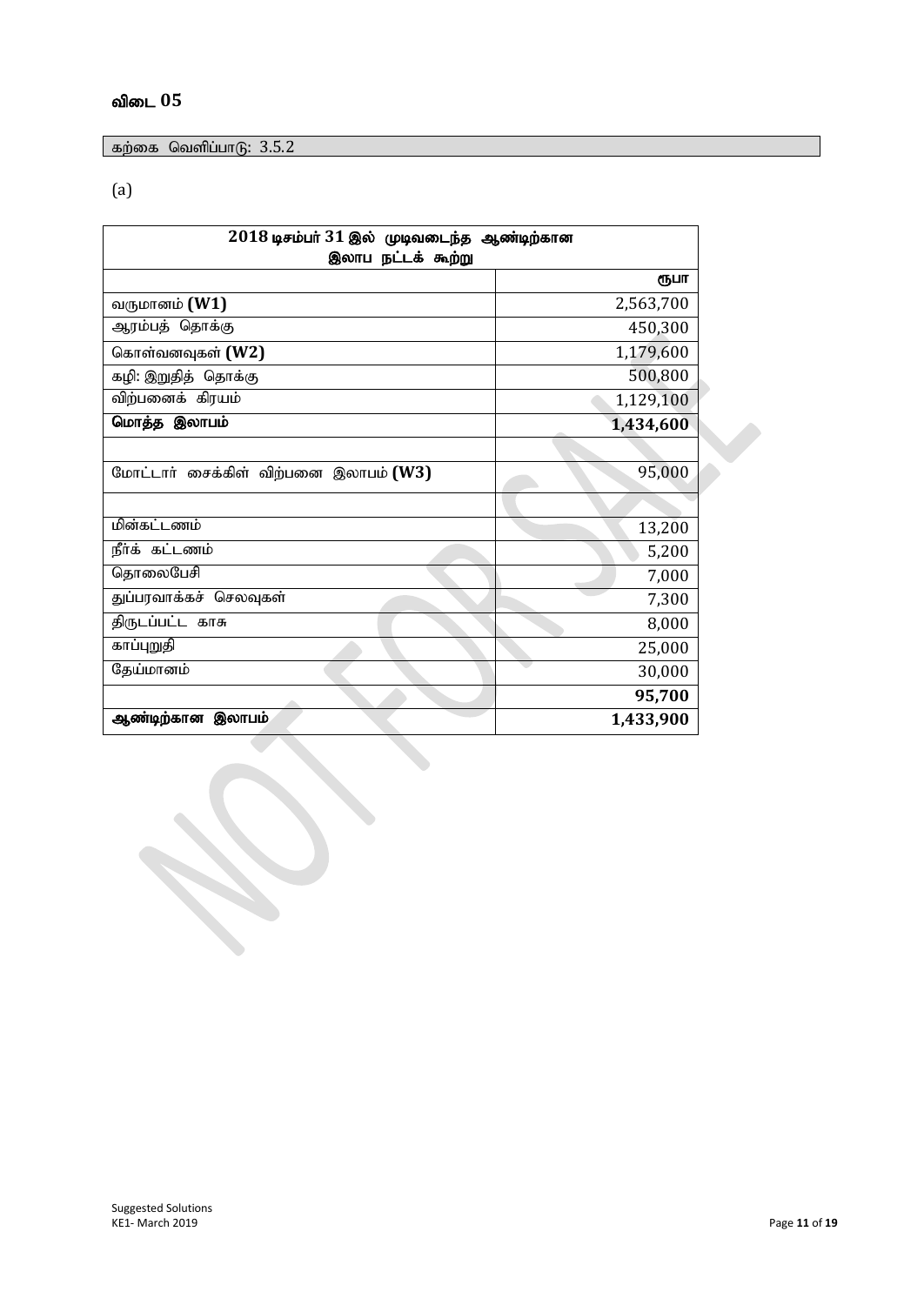## விடை 05

கற்கை வெளிப்பாடு: 3.5.2

(a)

| 2018 டிசம்பர் 31 இல் முடிவடைந்த ஆண்டிற்கான இலாப நட்டக் கூற்று | |
|---|---|
| | ரூபா |
| வருமானம் **(W1)** | 2,563,700 |
| ஆரம்பத் தொக்கு | 450,300 |
| கொள்வனவுகள் **(W2)** | 1,179,600 |
| கழி: இறுதித் தொக்கு | 500,800 |
| விற்பனைக் கிரயம் | 1,129,100 |
| **மொத்த இலாபம்** | **1,434,600** |
| | |
| மோட்டார் சைக்கிள் விற்பனை இலாபம் **(W3)** | 95,000 |
| | |
| மின்கட்டணம் | 13,200 |
| நீர்க் கட்டணம் | 5,200 |
| தொலைபேசி | 7,000 |
| துப்பரவாக்கச் செலவுகள் | 7,300 |
| திருடப்பட்ட காசு | 8,000 |
| காப்புறுதி | 25,000 |
| தேய்மானம் | 30,000 |
| | **95,700** |
| **ஆண்டிற்கான இலாபம்** | **1,433,900** |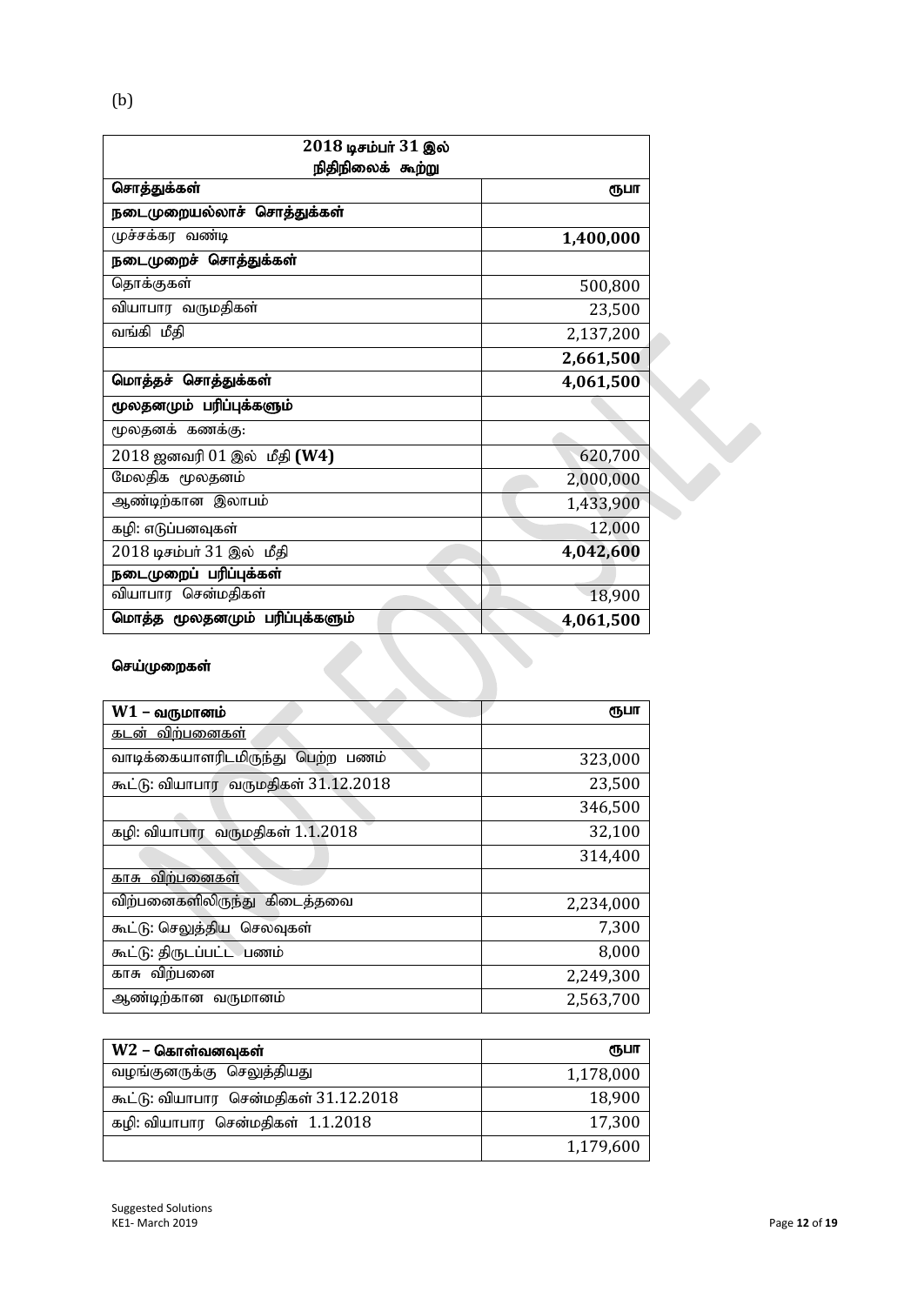(b)

| 2018 டிசம்பர் 31 இல் நிதிநிலைக் கூற்று | |
|---|---|
| **சொத்துக்கள்** | **ரூபா** |
| **நடைமுறையல்லாச் சொத்துக்கள்** | |
| முச்சக்கர வண்டி | **1,400,000** |
| **நடைமுறைச் சொத்துக்கள்** | |
| தொக்குகள் | 500,800 |
| வியாபார வருமதிகள் | 23,500 |
| வங்கி மீதி | 2,137,200 |
| | **2,661,500** |
| **மொத்தச் சொத்துக்கள்** | **4,061,500** |
| **மூலதனமும் பரிப்புக்களும்** | |
| மூலதனக் கணக்கு: | |
| 2018 ஜனவரி 01 இல் மீதி **(W4)** | 620,700 |
| மேலதிக மூலதனம் | 2,000,000 |
| ஆண்டிற்கான இலாபம் | 1,433,900 |
| கழி: எடுப்பனவுகள் | 12,000 |
| 2018 டிசம்பர் 31 இல் மீதி | **4,042,600** |
| **நடைமுறைப் பரிப்புக்கள்** | |
| வியாபார சென்மதிகள் | 18,900 |
| **மொத்த மூலதனமும் பரிப்புக்களும்** | **4,061,500** |

**செய்முறைகள்**

| **W1 – வருமானம்** | **ரூபா** |
|---|---|
| கடன் விற்பனைகள் | |
| வாடிக்கையாளரிடமிருந்து பெற்ற பணம் | 323,000 |
| கூட்டு: வியாபார வருமதிகள் 31.12.2018 | 23,500 |
| | 346,500 |
| கழி: வியாபார வருமதிகள் 1.1.2018 | 32,100 |
| | 314,400 |
| காசு விற்பனைகள் | |
| விற்பனைகளிலிருந்து கிடைத்தவை | 2,234,000 |
| கூட்டு: செலுத்திய செலவுகள் | 7,300 |
| கூட்டு: திருடப்பட்ட பணம் | 8,000 |
| காசு விற்பனை | 2,249,300 |
| ஆண்டிற்கான வருமானம் | 2,563,700 |

| **W2 – கொள்வனவுகள்** | **ரூபா** |
|---|---|
| வழங்குனருக்கு செலுத்தியது | 1,178,000 |
| கூட்டு: வியாபார சென்மதிகள் 31.12.2018 | 18,900 |
| கழி: வியாபார சென்மதிகள் 1.1.2018 | 17,300 |
| | 1,179,600 |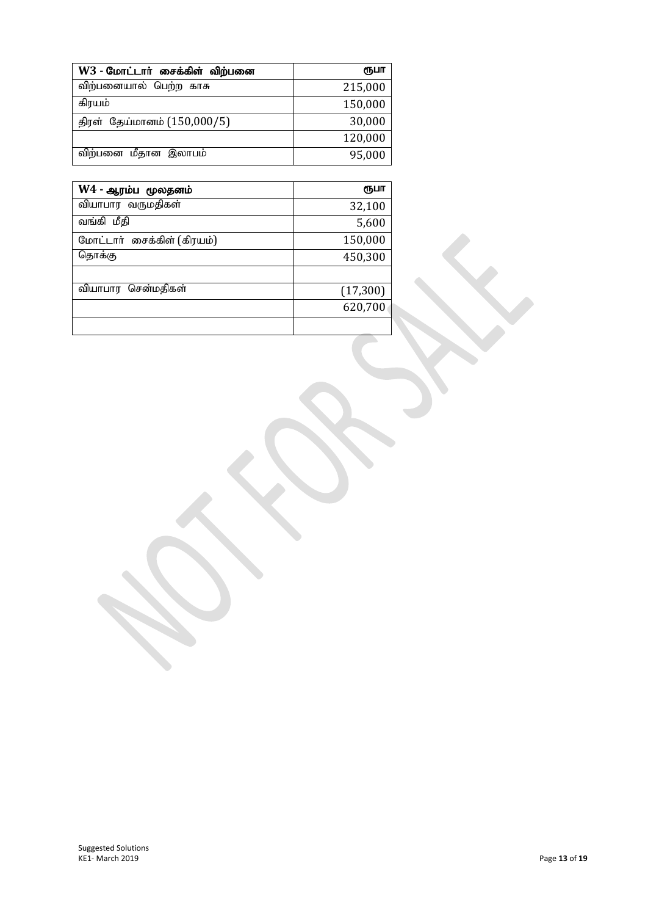| W3 - மோட்டார் சைக்கிள் விற்பனை | ரூபா |
|---|---:|
| விற்பனையால் பெற்ற காசு | 215,000 |
| கிரயம் | 150,000 |
| திரள் தேய்மானம் (150,000/5) | 30,000 |
| | 120,000 |
| விற்பனை மீதான இலாபம் | 95,000 |

| W4 - ஆரம்ப மூலதனம் | ரூபா |
|---|---:|
| வியாபார வருமதிகள் | 32,100 |
| வங்கி மீதி | 5,600 |
| மோட்டார் சைக்கிள் (கிரயம்) | 150,000 |
| தொக்கு | 450,300 |
| | |
| வியாபார சென்மதிகள் | (17,300) |
| | 620,700 |
| | |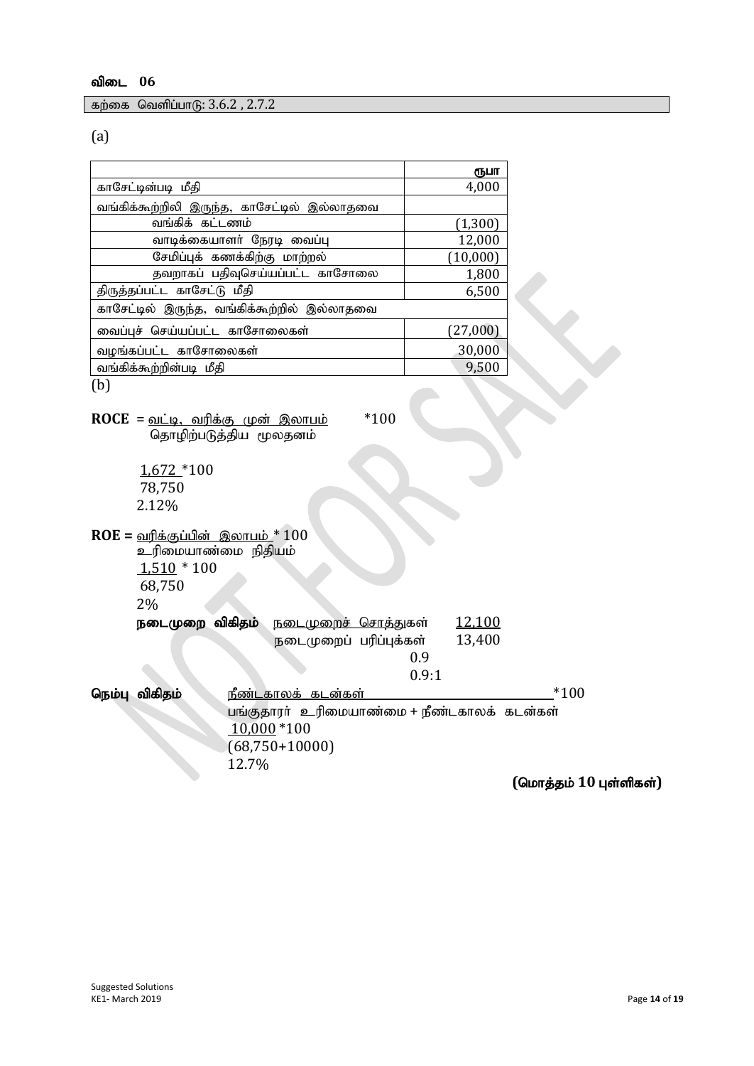**விடை 06**

கற்கை வெளிப்பாடு: 3.6.2 , 2.7.2

(a)

| | ரூபா |
|---|---|
| காசேட்டின்படி மீதி | 4,000 |
| வங்கிக்கூற்றிலி இருந்த, காசேட்டில் இல்லாதவை | |
| வங்கிக் கட்டணம் | (1,300) |
| வாடிக்கையாளர் நேரடி வைப்பு | 12,000 |
| சேமிப்புக் கணக்கிற்கு மாற்றல் | (10,000) |
| தவறாகப் பதிவுசெய்யப்பட்ட காசோலை | 1,800 |
| திருத்தப்பட்ட காசேட்டு மீதி | 6,500 |
| காசேட்டில் இருந்த, வங்கிக்கூற்றில் இல்லாதவை | |
| வைப்புச் செய்யப்பட்ட காசோலைகள் | (27,000) |
| வழங்கப்பட்ட காசோலைகள் | 30,000 |
| வங்கிக்கூற்றின்படி மீதி | 9,500 |

(b)

**ROCE** = $\frac{\text{வட்டி, வரிக்கு முன் இலாபம்}}{\text{தொழிற்படுத்திய மூலதனம்}} * 100$

$\frac{1,672}{78,750} * 100$

2.12%

**ROE =** $\frac{\text{வரிக்குப்பின் இலாபம்}}{\text{உரிமையாண்மை நிதியம்}} * 100$

$\frac{1,510}{68,750} * 100$

2%

**நடைமுறை விகிதம்** $\frac{\text{நடைமுறைச் சொத்துகள்}}{\text{நடைமுறைப் பரிப்புக்கள்}}$ $\frac{12,100}{13,400}$

0.9

0.9:1

**நெம்பு விகிதம்** $\frac{\text{நீண்டகாலக் கடன்கள்}}{\text{பங்குதாரர் உரிமையாண்மை + நீண்டகாலக் கடன்கள்}} * 100$

$\frac{10,000}{(68,750+10000)} * 100$

12.7%

**(மொத்தம் 10 புள்ளிகள்)**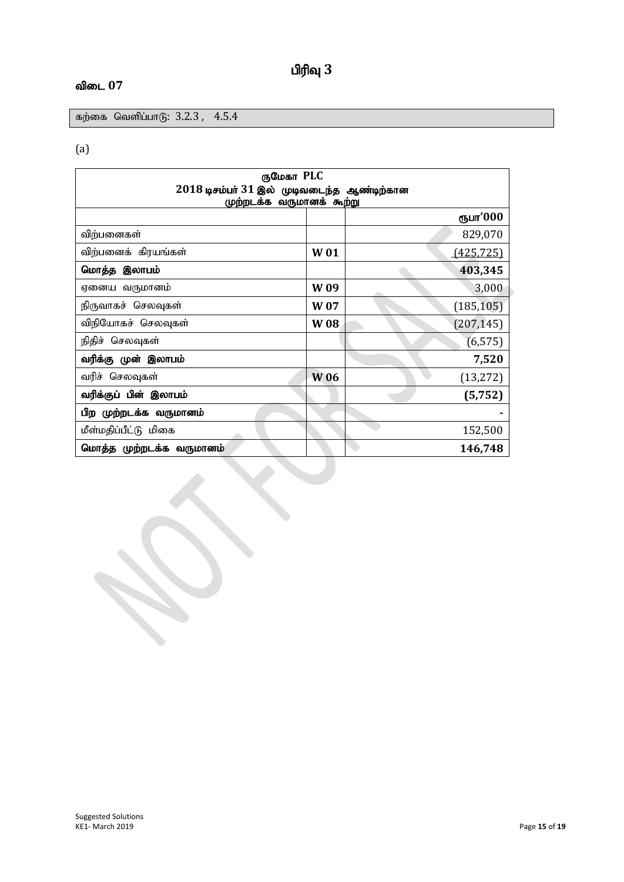# பிரிவு 3

## விடை 07

கற்கை வெளிப்பாடு: 3.2.3 , 4.5.4

(a)

| ருமேகா PLC<br>2018 டிசம்பர் 31 இல் முடிவடைந்த ஆண்டிற்கான<br>முற்றடக்க வருமானக் கூற்று | | |
|---|---|---|
| | | **ரூபா'000** |
| விற்பனைகள் | | 829,070 |
| விற்பனைக் கிரயங்கள் | **W 01** | (425,725) |
| **மொத்த இலாபம்** | | **403,345** |
| ஏனைய வருமானம் | **W 09** | 3,000 |
| நிருவாகச் செலவுகள் | **W 07** | (185,105) |
| விநியோகச் செலவுகள் | **W 08** | (207,145) |
| நிதிச் செலவுகள் | | (6,575) |
| **வரிக்கு முன் இலாபம்** | | **7,520** |
| வரிச் செலவுகள் | **W 06** | (13,272) |
| **வரிக்குப் பின் இலாபம்** | | **(5,752)** |
| **பிற முற்றடக்க வருமானம்** | | - |
| மீள்மதிப்பீட்டு மிகை | | 152,500 |
| **மொத்த முற்றடக்க வருமானம்** | | **146,748** |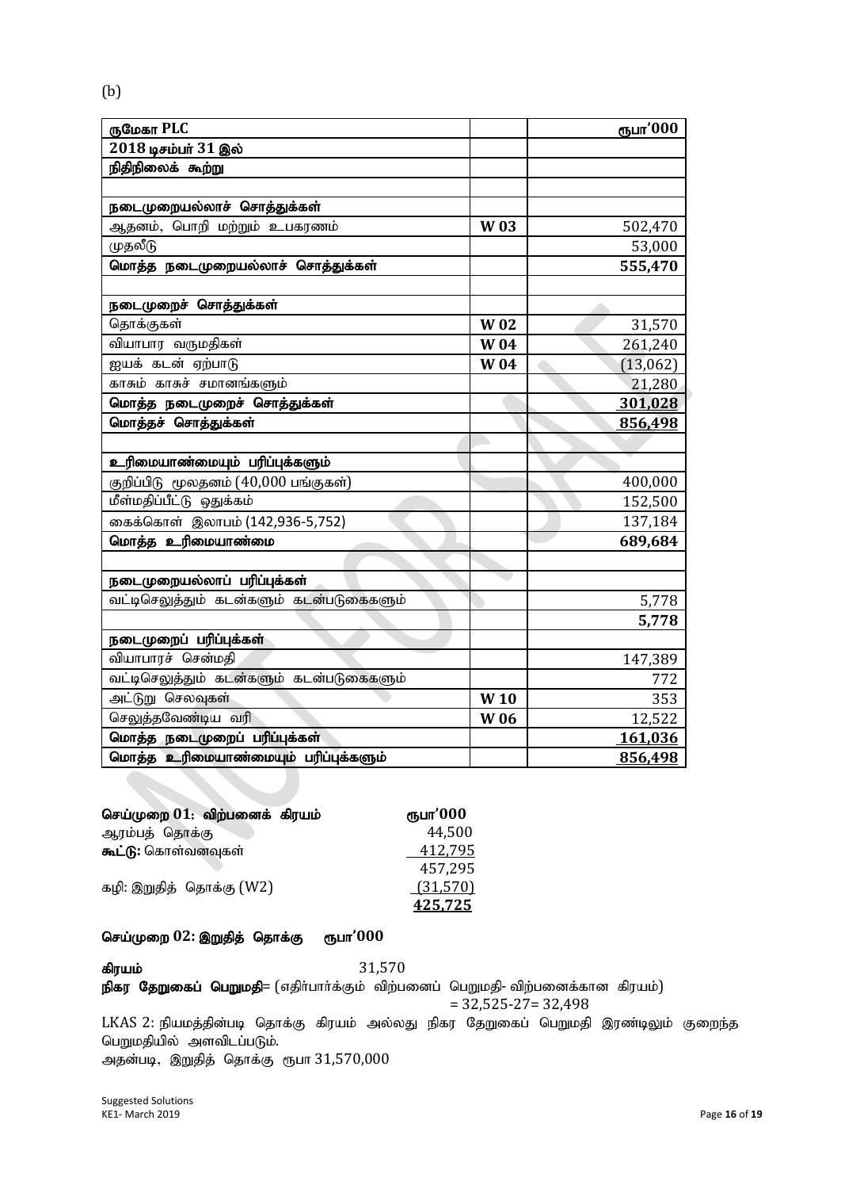(b)

| ருமேகா PLC | | ரூபா'000 |
|---|---|---|
| **2018 டிசம்பர் 31 இல்** | | |
| **நிதிநிலைக் கூற்று** | | |
| | | |
| **நடைமுறையல்லாச் சொத்துக்கள்** | | |
| ஆதனம், பொறி மற்றும் உபகரணம் | **W 03** | 502,470 |
| முதலீடு | | 53,000 |
| **மொத்த நடைமுறையல்லாச் சொத்துக்கள்** | | **555,470** |
| | | |
| **நடைமுறைச் சொத்துக்கள்** | | |
| தொக்குகள் | **W 02** | 31,570 |
| வியாபார வருமதிகள் | **W 04** | 261,240 |
| ஐயக் கடன் ஏற்பாடு | **W 04** | (13,062) |
| காசும் காசுச் சமானங்களும் | | 21,280 |
| **மொத்த நடைமுறைச் சொத்துக்கள்** | | **301,028** |
| **மொத்தச் சொத்துக்கள்** | | **856,498** |
| | | |
| **உரிமையாண்மையும் பரிப்புக்களும்** | | |
| குறிப்பிடு மூலதனம் (40,000 பங்குகள்) | | 400,000 |
| மீள்மதிப்பீட்டு ஒதுக்கம் | | 152,500 |
| கைக்கொள் இலாபம் (142,936-5,752) | | 137,184 |
| **மொத்த உரிமையாண்மை** | | **689,684** |
| | | |
| **நடைமுறையல்லாப் பரிப்புக்கள்** | | |
| வட்டிசெலுத்தும் கடன்களும் கடன்படுகைகளும் | | 5,778 |
| | | **5,778** |
| **நடைமுறைப் பரிப்புக்கள்** | | |
| வியாபாரச் சென்மதி | | 147,389 |
| வட்டிசெலுத்தும் கடன்களும் கடன்படுகைகளும் | | 772 |
| அட்டுறு செலவுகள் | **W 10** | 353 |
| செலுத்தவேண்டிய வரி | **W 06** | 12,522 |
| **மொத்த நடைமுறைப் பரிப்புக்கள்** | | **161,036** |
| **மொத்த உரிமையாண்மையும் பரிப்புக்களும்** | | **856,498** |

| **செய்முறை 01: விற்பனைக் கிரயம்** | **ரூபா'000** |
|---|---|
| ஆரம்பத் தொக்கு | 44,500 |
| **கூட்டு:** கொள்வனவுகள் | 412,795 |
| | 457,295 |
| கழி: இறுதித் தொக்கு (W2) | (31,570) |
| | **425,725** |

**செய்முறை 02: இறுதித் தொக்கு ரூபா'000**

**கிரயம்** 31,570

**நிகர தேறுகைப் பெறுமதி**= (எதிர்பார்க்கும் விற்பனைப் பெறுமதி- விற்பனைக்கான கிரயம்)
= 32,525-27= 32,498

LKAS 2: நியமத்தின்படி தொக்கு கிரயம் அல்லது நிகர தேறுகைப் பெறுமதி இரண்டிலும் குறைந்த பெறுமதியில் அளவிடப்படும்.

அதன்படி, இறுதித் தொக்கு ரூபா 31,570,000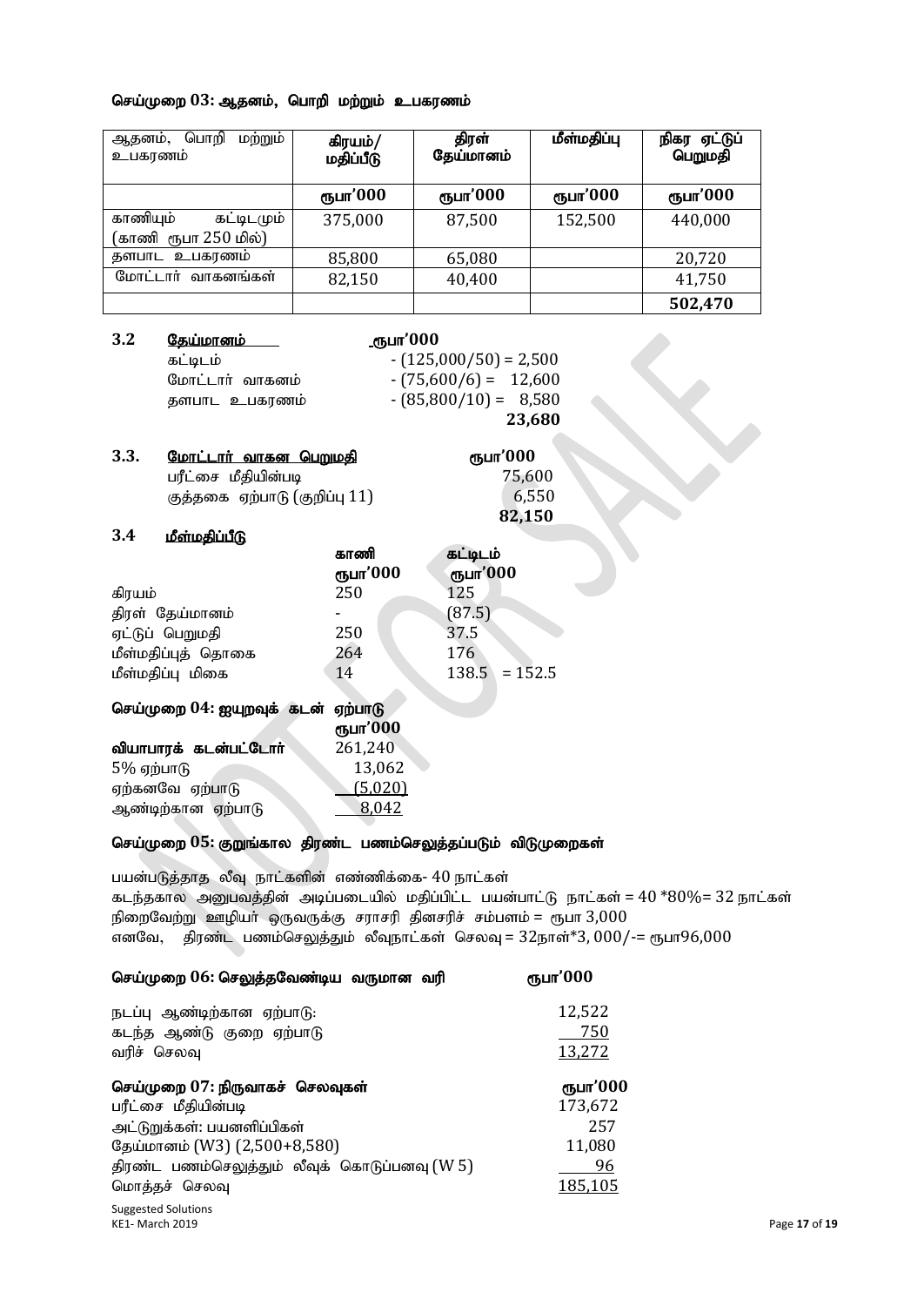**செய்முறை 03: ஆதனம், பொறி மற்றும் உபகரணம்**

| ஆதனம், பொறி மற்றும் உபகரணம் | கிரயம்/ மதிப்பீடு | திரள் தேய்மானம் | மீள்மதிப்பு | நிகர ஏட்டுப் பெறுமதி |
|---|---|---|---|---|
| | ரூபா'000 | ரூபா'000 | ரூபா'000 | ரூபா'000 |
| காணியும் கட்டிடமும் (காணி ரூபா 250 மில்) | 375,000 | 87,500 | 152,500 | 440,000 |
| தளபாட உபகரணம் | 85,800 | 65,080 | | 20,720 |
| மோட்டார் வாகனங்கள் | 82,150 | 40,400 | | 41,750 |
| | | | | **502,470** |

**3.2 தேய்மானம்** ரூபா'000

| | | |
|---|---|---|
| கட்டிடம் | - (125,000/50) = | 2,500 |
| மோட்டார் வாகனம் | - (75,600/6) = | 12,600 |
| தளபாட உபகரணம் | - (85,800/10) = | 8,580 |
| | | **23,680** |

**3.3. மோட்டார் வாகன பெறுமதி** ரூபா'000

| | |
|---|---|
| பரீட்சை மீதியின்படி | 75,600 |
| குத்தகை ஏற்பாடு (குறிப்பு 11) | 6,550 |
| | **82,150** |

**3.4 மீள்மதிப்பீடு**

| | காணி | கட்டிடம் |
|---|---|---|
| | ரூபா'000 | ரூபா'000 |
| கிரயம் | 250 | 125 |
| திரள் தேய்மானம் | - | (87.5) |
| ஏட்டுப் பெறுமதி | 250 | 37.5 |
| மீள்மதிப்புத் தொகை | 264 | 176 |
| மீள்மதிப்பு மிகை | 14 | 138.5 = 152.5 |

**செய்முறை 04: ஐயுறவுக் கடன் ஏற்பாடு**

| | ரூபா'000 |
|---|---|
| **வியாபாரக் கடன்பட்டோர்** | 261,240 |
| 5% ஏற்பாடு | 13,062 |
| ஏற்கனவே ஏற்பாடு | (5,020) |
| ஆண்டிற்கான ஏற்பாடு | 8,042 |

**செய்முறை 05: குறுங்கால திரண்ட பணம்செலுத்தப்படும் விடுமுறைகள்**

பயன்படுத்தாத லீவு நாட்களின் எண்ணிக்கை- 40 நாட்கள்
கடந்தகால அனுபவத்தின் அடிப்படையில் மதிப்பிட்ட பயன்பாட்டு நாட்கள் = 40 *80%= 32 நாட்கள்
நிறைவேற்று ஊழியர் ஒருவருக்கு சராசரி தினசரிச் சம்பளம் = ரூபா 3,000
எனவே, திரண்ட பணம்செலுத்தும் லீவுநாட்கள் செலவு = 32நாள்*3, 000/-= ரூபா96,000

**செய்முறை 06: செலுத்தவேண்டிய வருமான வரி** ரூபா'000

| | |
|---|---|
| நடப்பு ஆண்டிற்கான ஏற்பாடு: | 12,522 |
| கடந்த ஆண்டு குறை ஏற்பாடு | 750 |
| வரிச் செலவு | 13,272 |

**செய்முறை 07: நிருவாகச் செலவுகள்** ரூபா'000

| | |
|---|---|
| பரீட்சை மீதியின்படி | 173,672 |
| அட்டுறுக்கள்: பயனளிப்பிகள் | 257 |
| தேய்மானம் (W3) (2,500+8,580) | 11,080 |
| திரண்ட பணம்செலுத்தும் லீவுக் கொடுப்பனவு (W 5) | 96 |
| மொத்தச் செலவு | 185,105 |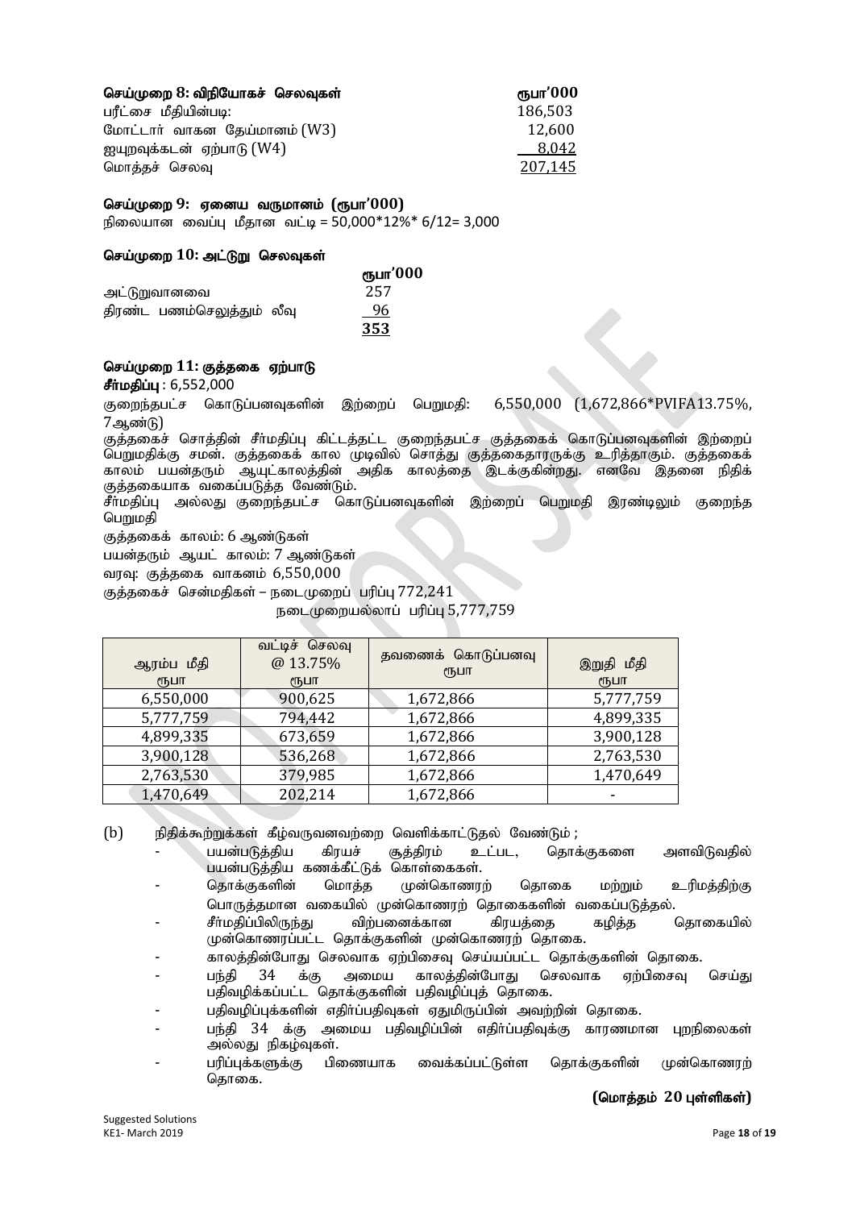**செய்முறை 8: விநியோகச் செலவுகள்** **ரூபா'000**

| | ரூபா'000 |
|---|---|
| பரீட்சை மீதியின்படி: | 186,503 |
| மோட்டார் வாகன தேய்மானம் (W3) | 12,600 |
| ஐயுறவுக்கடன் ஏற்பாடு (W4) | 8,042 |
| மொத்தச் செலவு | 207,145 |

**செய்முறை 9: ஏனைய வருமானம் (ரூபா'000)**

நிலையான வைப்பு மீதான வட்டி = 50,000*12%* 6/12= 3,000

**செய்முறை 10: அட்டுறு செலவுகள்**

| | ரூபா'000 |
|---|---|
| அட்டுறுவானவை | 257 |
| திரண்ட பணம்செலுத்தும் லீவு | 96 |
| | **353** |

**செய்முறை 11: குத்தகை ஏற்பாடு**

**சீர்மதிப்பு** : 6,552,000

குறைந்தபட்ச கொடுப்பனவுகளின் இற்றைப் பெறுமதி: 6,550,000 (1,672,866*PVIFA13.75%, 7ஆண்டு)

குத்தகைச் சொத்தின் சீர்மதிப்பு கிட்டத்தட்ட குறைந்தபட்ச குத்தகைக் கொடுப்பனவுகளின் இற்றைப் பெறுமதிக்கு சமன். குத்தகைக் கால முடிவில் சொத்து குத்தகைதாரருக்கு உரித்தாகும். குத்தகைக் காலம் பயன்தரும் ஆயுட்காலத்தின் அதிக காலத்தை இடக்குகின்றது. எனவே இதனை நிதிக் குத்தகையாக வகைப்படுத்த வேண்டும்.

சீர்மதிப்பு அல்லது குறைந்தபட்ச கொடுப்பனவுகளின் இற்றைப் பெறுமதி இரண்டிலும் குறைந்த பெறுமதி

குத்தகைக் காலம்: 6 ஆண்டுகள்

பயன்தரும் ஆயட் காலம்: 7 ஆண்டுகள்

வரவு: குத்தகை வாகனம் 6,550,000

குத்தகைச் சென்மதிகள் – நடைமுறைப் பரிப்பு 772,241

நடைமுறையல்லாப் பரிப்பு 5,777,759

| ஆரம்ப மீதி ரூபா | வட்டிச் செலவு @ 13.75% ரூபா | தவணைக் கொடுப்பனவு ரூபா | இறுதி மீதி ரூபா |
|---|---|---|---|
| 6,550,000 | 900,625 | 1,672,866 | 5,777,759 |
| 5,777,759 | 794,442 | 1,672,866 | 4,899,335 |
| 4,899,335 | 673,659 | 1,672,866 | 3,900,128 |
| 3,900,128 | 536,268 | 1,672,866 | 2,763,530 |
| 2,763,530 | 379,985 | 1,672,866 | 1,470,649 |
| 1,470,649 | 202,214 | 1,672,866 | - |

(b) நிதிக்கூற்றுக்கள் கீழ்வருவனவற்றை வெளிக்காட்டுதல் வேண்டும் ;

- பயன்படுத்திய கிரயச் சூத்திரம் உட்பட, தொக்குகளை அளவிடுவதில் பயன்படுத்திய கணக்கீட்டுக் கொள்கைகள்.
- தொக்குகளின் மொத்த முன்கொணரற் தொகை மற்றும் உரிமத்திற்கு பொருத்தமான வகையில் முன்கொணரற் தொகைகளின் வகைப்படுத்தல்.
- சீர்மதிப்பிலிருந்து விற்பனைக்கான கிரயத்தை கழித்த தொகையில் முன்கொணரப்பட்ட தொக்குகளின் முன்கொணரற் தொகை.
- காலத்தின்போது செலவாக ஏற்பிசைவு செய்யப்பட்ட தொக்குகளின் தொகை.
- பந்தி 34 க்கு அமைய காலத்தின்போது செலவாக ஏற்பிசைவு செய்து பதிவழிக்கப்பட்ட தொக்குகளின் பதிவழிப்புத் தொகை.
- பதிவழிப்புக்களின் எதிர்ப்பதிவுகள் ஏதுமிருப்பின் அவற்றின் தொகை.
- பந்தி 34 க்கு அமைய பதிவழிப்பின் எதிர்ப்பதிவுக்கு காரணமான புறநிலைகள் அல்லது நிகழ்வுகள்.
- பரிப்புக்களுக்கு பிணையாக வைக்கப்பட்டுள்ள தொக்குகளின் முன்கொணரற் தொகை.

**(மொத்தம் 20 புள்ளிகள்)**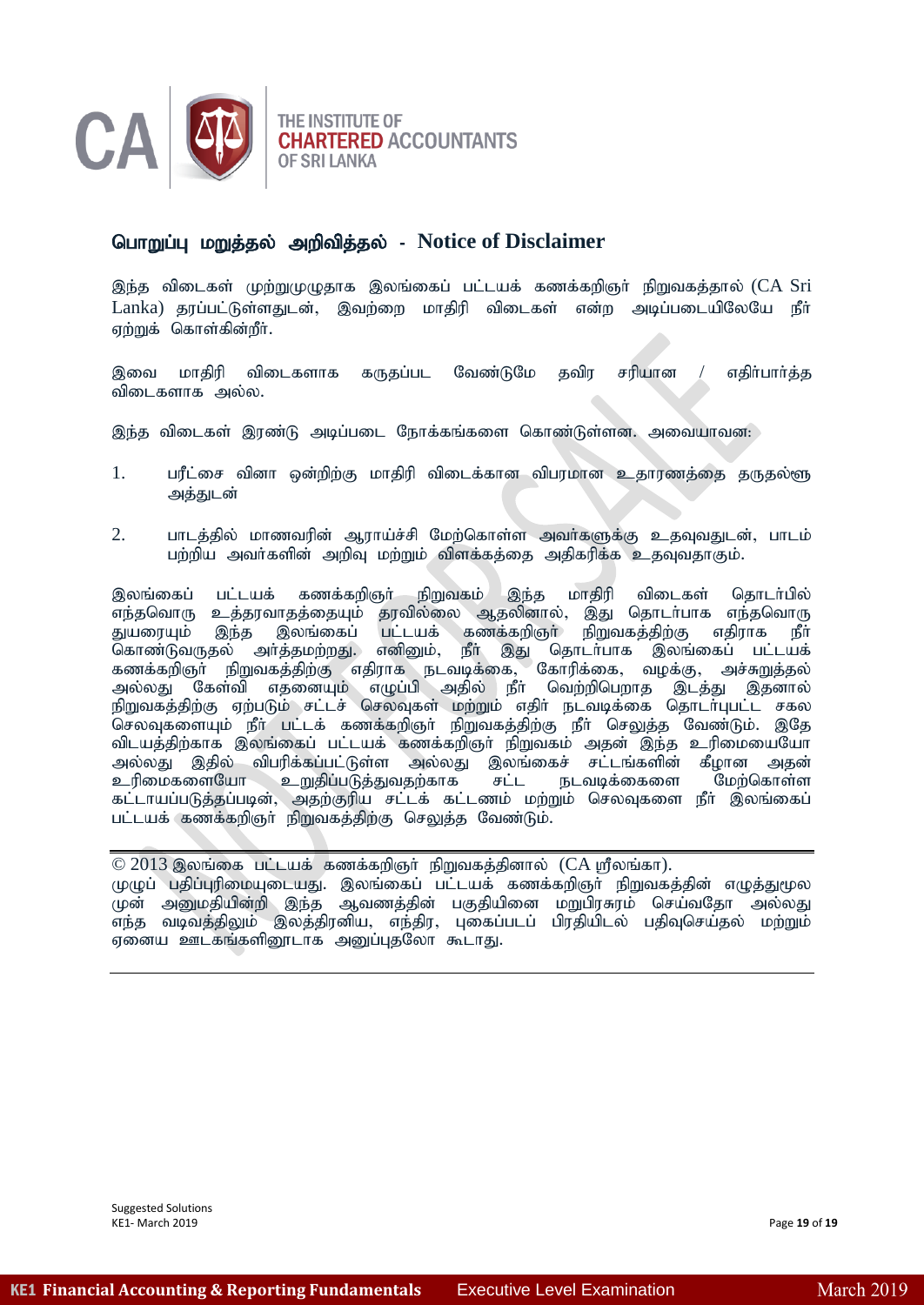## பொறுப்பு மறுத்தல் அறிவித்தல் - Notice of Disclaimer

இந்த விடைகள் முற்றுமுழுதாக இலங்கைப் பட்டயக் கணக்கறிஞர் நிறுவகத்தால் (CA Sri Lanka) தரப்பட்டுள்ளதுடன், இவற்றை மாதிரி விடைகள் என்ற அடிப்படையிலேயே நீர் ஏற்றுக் கொள்கின்றீர்.

இவை மாதிரி விடைகளாக கருதப்பட வேண்டுமே தவிர சரியான / எதிர்பார்த்த விடைகளாக அல்ல.

இந்த விடைகள் இரண்டு அடிப்படை நோக்கங்களை கொண்டுள்ளன. அவையாவன:

1. பரீட்சை வினா ஒன்றிற்கு மாதிரி விடைக்கான விபரமான உதாரணத்தை தருதல்ளூ அத்துடன்

2. பாடத்தில் மாணவரின் ஆராய்ச்சி மேற்கொள்ள அவர்களுக்கு உதவுவதுடன், பாடம் பற்றிய அவர்களின் அறிவு மற்றும் விளக்கத்தை அதிகரிக்க உதவுவதாகும்.

இலங்கைப் பட்டயக் கணக்கறிஞர் நிறுவகம் இந்த மாதிரி விடைகள் தொடர்பில் எந்தவொரு உத்தரவாதத்தையும் தரவில்லை ஆதலினால், இது தொடர்பாக எந்தவொரு துயரையும் இந்த இலங்கைப் பட்டயக் கணக்கறிஞர் நிறுவகத்திற்கு எதிராக நீர் கொண்டுவருதல் அர்த்தமற்றது. எனினும், நீர் இது தொடர்பாக இலங்கைப் பட்டயக் கணக்கறிஞர் நிறுவகத்திற்கு எதிராக நடவடிக்கை, கோரிக்கை, வழக்கு, அச்சுறுத்தல் அல்லது கேள்வி எதனையும் எழுப்பி அதில் நீர் வெற்றிபெறாத இடத்து இதனால் நிறுவகத்திற்கு ஏற்படும் சட்டச் செலவுகள் மற்றும் எதிர் நடவடிக்கை தொடர்புபட்ட சகல செலவுகளையும் நீர் பட்டக் கணக்கறிஞர் நிறுவகத்திற்கு நீர் செலுத்த வேண்டும். இதே விடயத்திற்காக இலங்கைப் பட்டயக் கணக்கறிஞர் நிறுவகம் அதன் இந்த உரிமையையோ அல்லது இதில் விபரிக்கப்பட்டுள்ள அல்லது இலங்கைச் சட்டங்களின் கீழான அதன் உரிமைகளையோ உறுதிப்படுத்துவதற்காக சட்ட நடவடிக்கைகளை மேற்கொள்ள கட்டாயப்படுத்தப்படின், அதற்குரிய சட்டக் கட்டணம் மற்றும் செலவுகளை நீர் இலங்கைப் பட்டயக் கணக்கறிஞர் நிறுவகத்திற்கு செலுத்த வேண்டும்.

---

© 2013 இலங்கை பட்டயக் கணக்கறிஞர் நிறுவகத்தினால் (CA ஸ்ரீலங்கா).
முழுப் பதிப்புரிமையுடையது. இலங்கைப் பட்டயக் கணக்கறிஞர் நிறுவகத்தின் எழுத்துமூல முன் அனுமதியின்றி இந்த ஆவணத்தின் பகுதியினை மறுபிரசுரம் செய்வதோ அல்லது எந்த வடிவத்திலும் இலத்திரனிய, எந்திர, புகைப்படப் பிரதியிடல் பதிவுசெய்தல் மற்றும் ஏனைய ஊடகங்களினூடாக அனுப்புதலோ கூடாது.

---